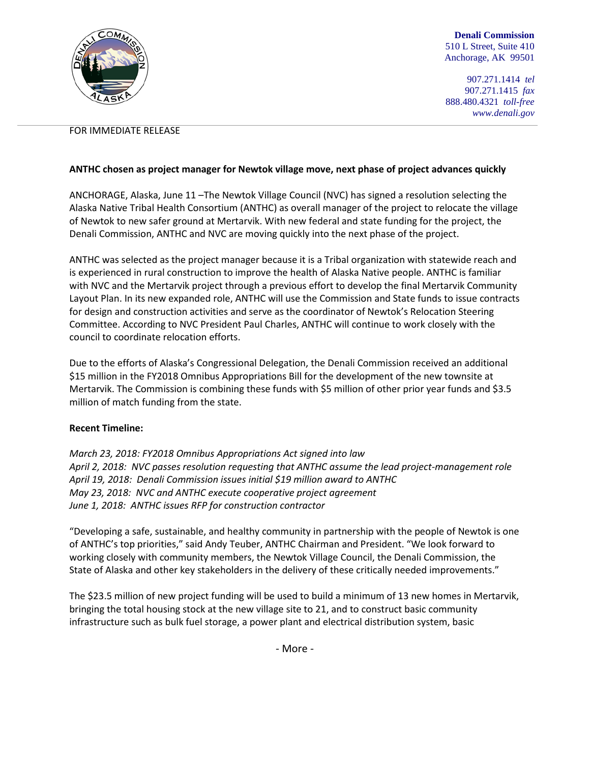**Denali Commission**
510 L Street, Suite 410
Anchorage, AK 99501

907.271.1414 *tel*
907.271.1415 *fax*
888.480.4321 *toll-free*
*www.denali.gov*

FOR IMMEDIATE RELEASE

**ANTHC chosen as project manager for Newtok village move, next phase of project advances quickly**

ANCHORAGE, Alaska, June 11 –The Newtok Village Council (NVC) has signed a resolution selecting the Alaska Native Tribal Health Consortium (ANTHC) as overall manager of the project to relocate the village of Newtok to new safer ground at Mertarvik. With new federal and state funding for the project, the Denali Commission, ANTHC and NVC are moving quickly into the next phase of the project.

ANTHC was selected as the project manager because it is a Tribal organization with statewide reach and is experienced in rural construction to improve the health of Alaska Native people. ANTHC is familiar with NVC and the Mertarvik project through a previous effort to develop the final Mertarvik Community Layout Plan. In its new expanded role, ANTHC will use the Commission and State funds to issue contracts for design and construction activities and serve as the coordinator of Newtok's Relocation Steering Committee. According to NVC President Paul Charles, ANTHC will continue to work closely with the council to coordinate relocation efforts.

Due to the efforts of Alaska's Congressional Delegation, the Denali Commission received an additional $15 million in the FY2018 Omnibus Appropriations Bill for the development of the new townsite at Mertarvik. The Commission is combining these funds with $5 million of other prior year funds and $3.5 million of match funding from the state.

**Recent Timeline:**

*March 23, 2018: FY2018 Omnibus Appropriations Act signed into law*
*April 2, 2018: NVC passes resolution requesting that ANTHC assume the lead project-management role*
*April 19, 2018: Denali Commission issues initial $19 million award to ANTHC*
*May 23, 2018: NVC and ANTHC execute cooperative project agreement*
*June 1, 2018: ANTHC issues RFP for construction contractor*

"Developing a safe, sustainable, and healthy community in partnership with the people of Newtok is one of ANTHC's top priorities," said Andy Teuber, ANTHC Chairman and President. "We look forward to working closely with community members, the Newtok Village Council, the Denali Commission, the State of Alaska and other key stakeholders in the delivery of these critically needed improvements."

The $23.5 million of new project funding will be used to build a minimum of 13 new homes in Mertarvik, bringing the total housing stock at the new village site to 21, and to construct basic community infrastructure such as bulk fuel storage, a power plant and electrical distribution system, basic

\- More -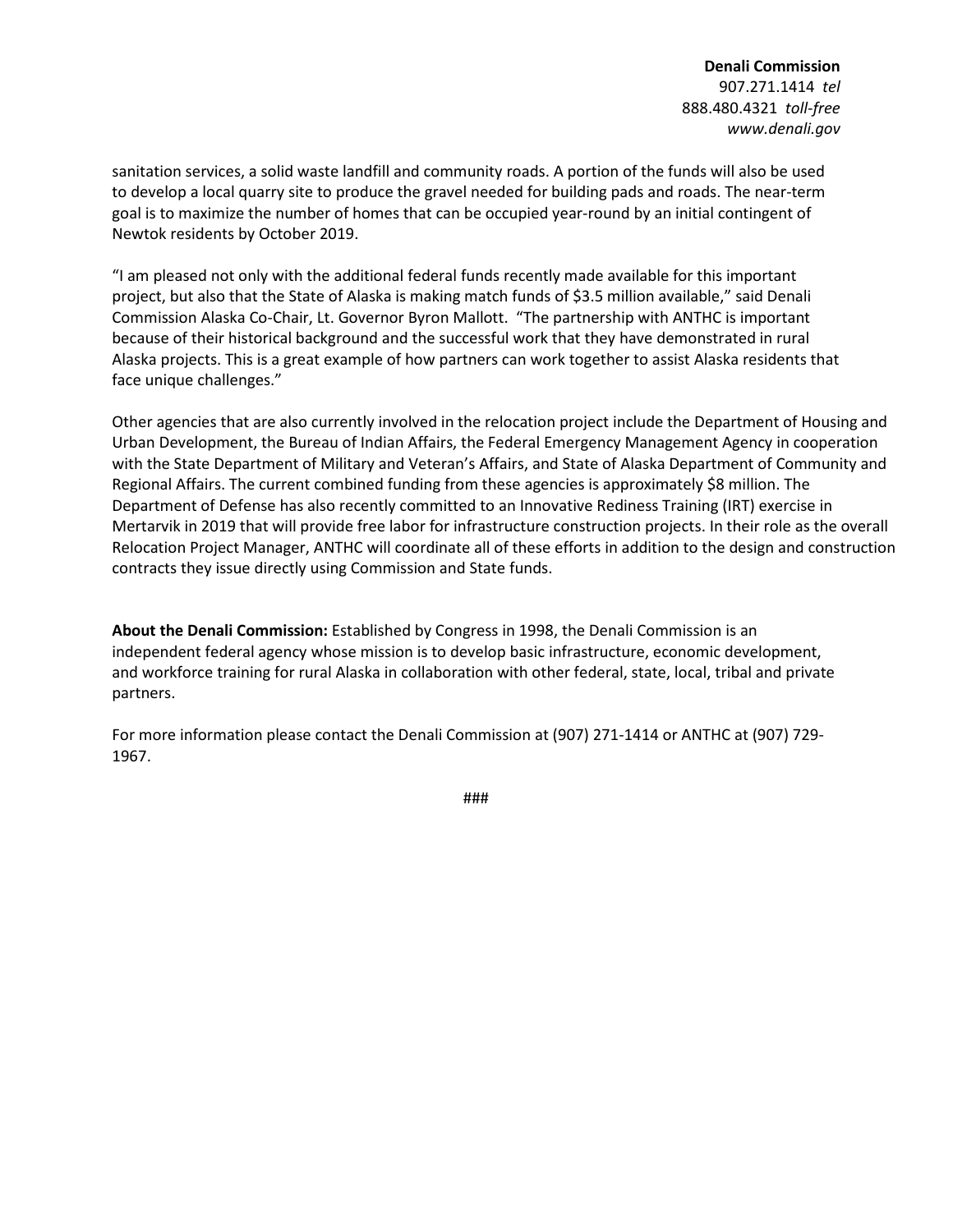sanitation services, a solid waste landfill and community roads. A portion of the funds will also be used to develop a local quarry site to produce the gravel needed for building pads and roads. The near-term goal is to maximize the number of homes that can be occupied year-round by an initial contingent of Newtok residents by October 2019.

"I am pleased not only with the additional federal funds recently made available for this important project, but also that the State of Alaska is making match funds of $3.5 million available," said Denali Commission Alaska Co-Chair, Lt. Governor Byron Mallott. "The partnership with ANTHC is important because of their historical background and the successful work that they have demonstrated in rural Alaska projects. This is a great example of how partners can work together to assist Alaska residents that face unique challenges."

Other agencies that are also currently involved in the relocation project include the Department of Housing and Urban Development, the Bureau of Indian Affairs, the Federal Emergency Management Agency in cooperation with the State Department of Military and Veteran's Affairs, and State of Alaska Department of Community and Regional Affairs. The current combined funding from these agencies is approximately $8 million. The Department of Defense has also recently committed to an Innovative Rediness Training (IRT) exercise in Mertarvik in 2019 that will provide free labor for infrastructure construction projects. In their role as the overall Relocation Project Manager, ANTHC will coordinate all of these efforts in addition to the design and construction contracts they issue directly using Commission and State funds.

**About the Denali Commission:** Established by Congress in 1998, the Denali Commission is an independent federal agency whose mission is to develop basic infrastructure, economic development, and workforce training for rural Alaska in collaboration with other federal, state, local, tribal and private partners.

For more information please contact the Denali Commission at (907) 271-1414 or ANTHC at (907) 729-1967.

###